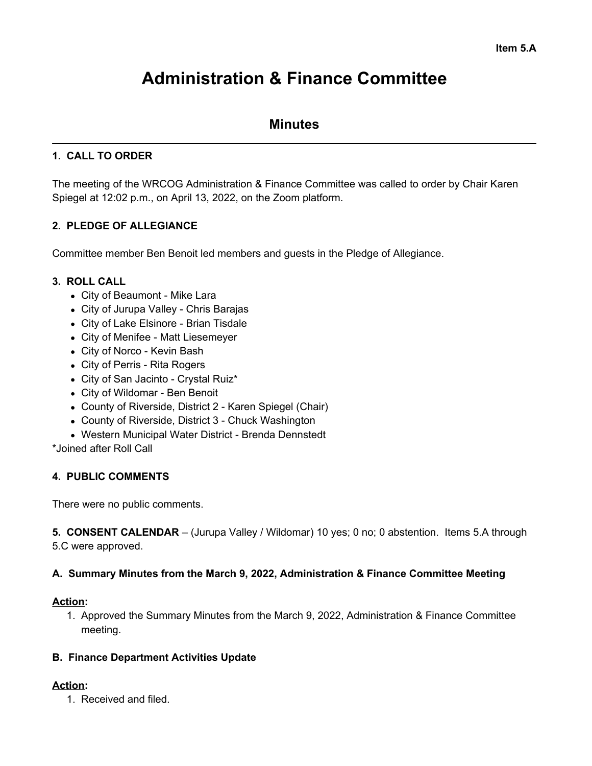Item 5.A

# Administration & Finance Committee

## Minutes

### 1. CALL TO ORDER

The meeting of the WRCOG Administration & Finance Committee was called to order by Chair Karen Spiegel at 12:02 p.m., on April 13, 2022, on the Zoom platform.

### 2. PLEDGE OF ALLEGIANCE

Committee member Ben Benoit led members and guests in the Pledge of Allegiance.

### 3. ROLL CALL

- City of Beaumont - Mike Lara
- City of Jurupa Valley - Chris Barajas
- City of Lake Elsinore - Brian Tisdale
- City of Menifee - Matt Liesemeyer
- City of Norco - Kevin Bash
- City of Perris - Rita Rogers
- City of San Jacinto - Crystal Ruiz*
- City of Wildomar - Ben Benoit
- County of Riverside, District 2 - Karen Spiegel (Chair)
- County of Riverside, District 3 - Chuck Washington
- Western Municipal Water District - Brenda Dennstedt

*Joined after Roll Call

### 4. PUBLIC COMMENTS

There were no public comments.

**5. CONSENT CALENDAR** – (Jurupa Valley / Wildomar) 10 yes; 0 no; 0 abstention. Items 5.A through 5.C were approved.

### A. Summary Minutes from the March 9, 2022, Administration & Finance Committee Meeting

**Action:**

1. Approved the Summary Minutes from the March 9, 2022, Administration & Finance Committee meeting.

### B. Finance Department Activities Update

**Action:**

1. Received and filed.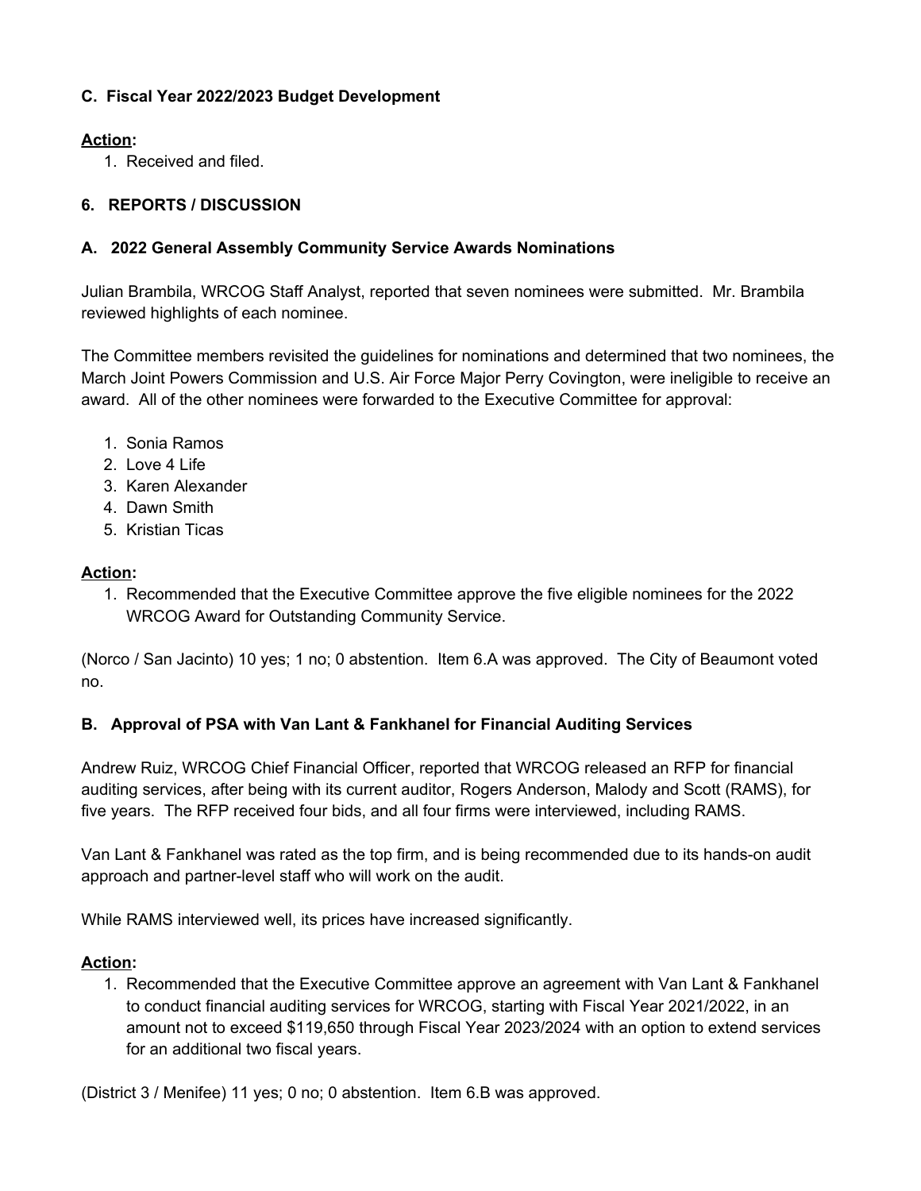### C. Fiscal Year 2022/2023 Budget Development

**Action:**

1. Received and filed.

## 6. REPORTS / DISCUSSION

### A. 2022 General Assembly Community Service Awards Nominations

Julian Brambila, WRCOG Staff Analyst, reported that seven nominees were submitted. Mr. Brambila reviewed highlights of each nominee.

The Committee members revisited the guidelines for nominations and determined that two nominees, the March Joint Powers Commission and U.S. Air Force Major Perry Covington, were ineligible to receive an award. All of the other nominees were forwarded to the Executive Committee for approval:

1. Sonia Ramos
2. Love 4 Life
3. Karen Alexander
4. Dawn Smith
5. Kristian Ticas

**Action:**

1. Recommended that the Executive Committee approve the five eligible nominees for the 2022 WRCOG Award for Outstanding Community Service.

(Norco / San Jacinto) 10 yes; 1 no; 0 abstention. Item 6.A was approved. The City of Beaumont voted no.

### B. Approval of PSA with Van Lant & Fankhanel for Financial Auditing Services

Andrew Ruiz, WRCOG Chief Financial Officer, reported that WRCOG released an RFP for financial auditing services, after being with its current auditor, Rogers Anderson, Malody and Scott (RAMS), for five years. The RFP received four bids, and all four firms were interviewed, including RAMS.

Van Lant & Fankhanel was rated as the top firm, and is being recommended due to its hands-on audit approach and partner-level staff who will work on the audit.

While RAMS interviewed well, its prices have increased significantly.

**Action:**

1. Recommended that the Executive Committee approve an agreement with Van Lant & Fankhanel to conduct financial auditing services for WRCOG, starting with Fiscal Year 2021/2022, in an amount not to exceed $119,650 through Fiscal Year 2023/2024 with an option to extend services for an additional two fiscal years.

(District 3 / Menifee) 11 yes; 0 no; 0 abstention. Item 6.B was approved.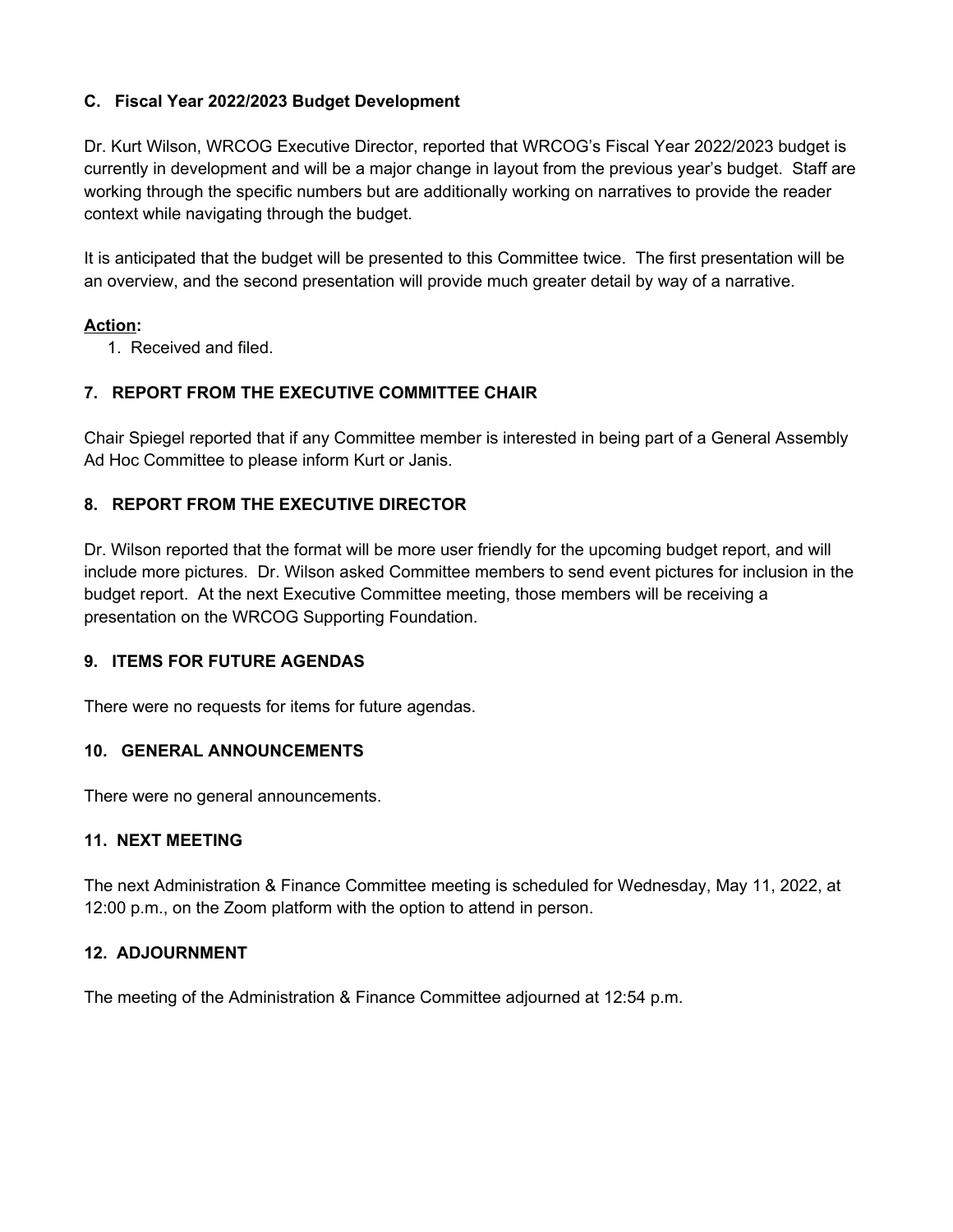### C. Fiscal Year 2022/2023 Budget Development

Dr. Kurt Wilson, WRCOG Executive Director, reported that WRCOG's Fiscal Year 2022/2023 budget is currently in development and will be a major change in layout from the previous year's budget. Staff are working through the specific numbers but are additionally working on narratives to provide the reader context while navigating through the budget.

It is anticipated that the budget will be presented to this Committee twice. The first presentation will be an overview, and the second presentation will provide much greater detail by way of a narrative.

**Action:**

1. Received and filed.

## 7. REPORT FROM THE EXECUTIVE COMMITTEE CHAIR

Chair Spiegel reported that if any Committee member is interested in being part of a General Assembly Ad Hoc Committee to please inform Kurt or Janis.

## 8. REPORT FROM THE EXECUTIVE DIRECTOR

Dr. Wilson reported that the format will be more user friendly for the upcoming budget report, and will include more pictures. Dr. Wilson asked Committee members to send event pictures for inclusion in the budget report. At the next Executive Committee meeting, those members will be receiving a presentation on the WRCOG Supporting Foundation.

## 9. ITEMS FOR FUTURE AGENDAS

There were no requests for items for future agendas.

## 10. GENERAL ANNOUNCEMENTS

There were no general announcements.

## 11. NEXT MEETING

The next Administration & Finance Committee meeting is scheduled for Wednesday, May 11, 2022, at 12:00 p.m., on the Zoom platform with the option to attend in person.

## 12. ADJOURNMENT

The meeting of the Administration & Finance Committee adjourned at 12:54 p.m.